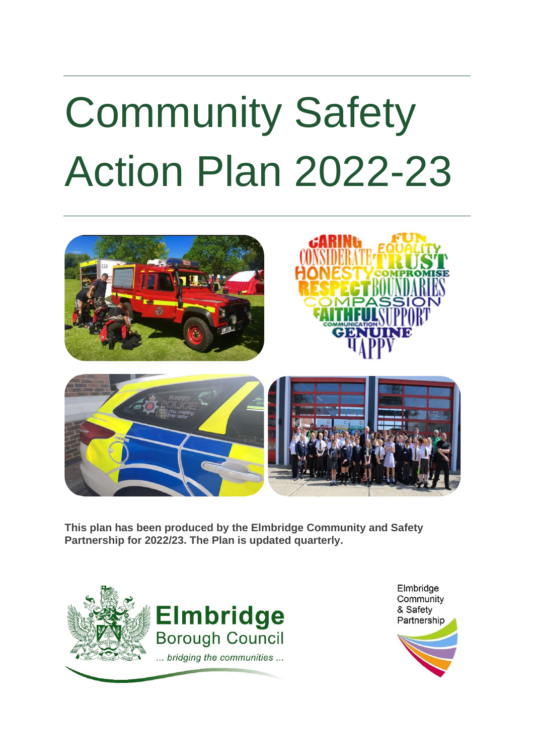# Community Safety Action Plan 2022-23

**This plan has been produced by the Elmbridge Community and Safety Partnership for 2022/23. The Plan is updated quarterly.**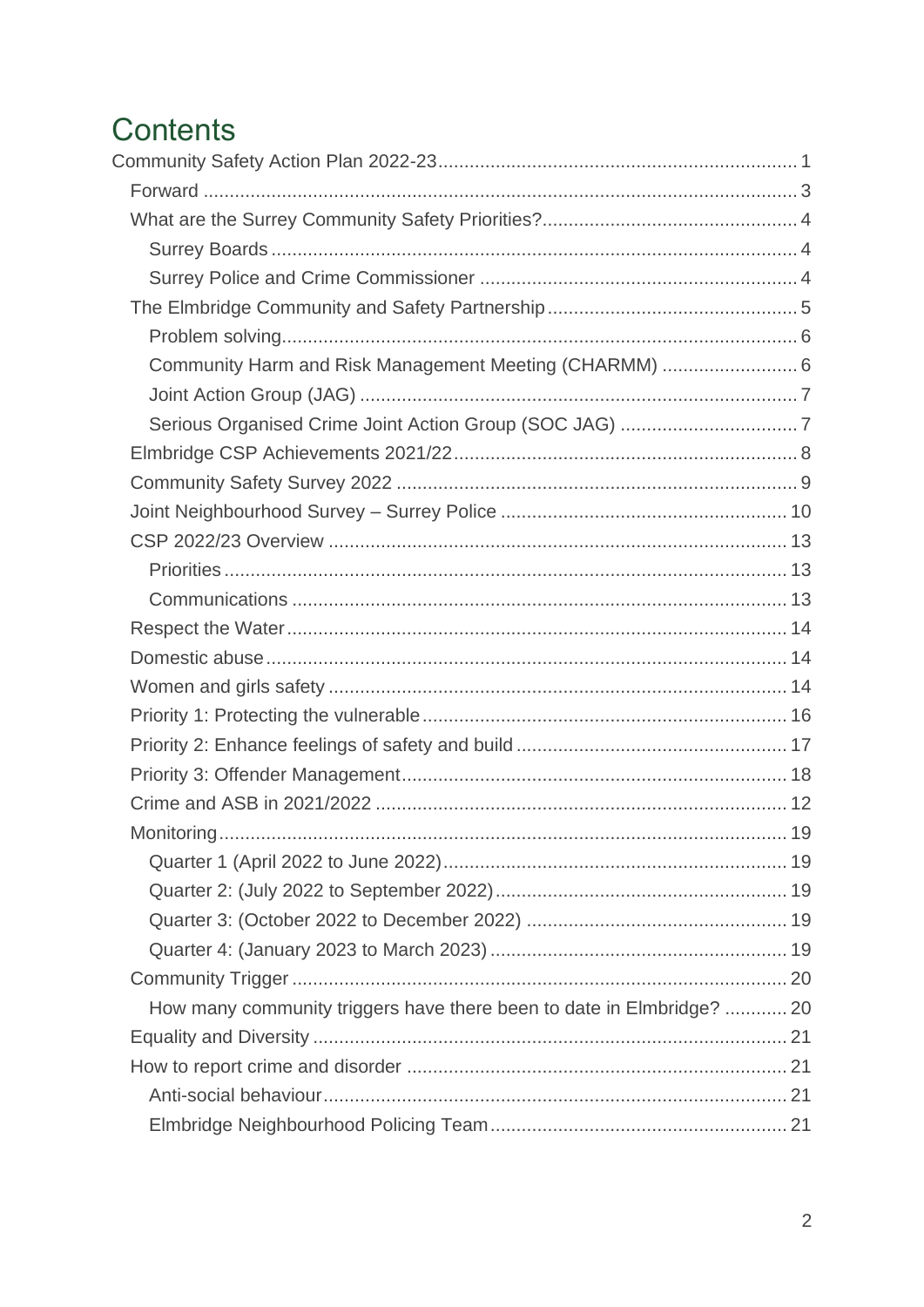# Contents

Community Safety Action Plan 2022-23 .................................................................... 1

- Forward .................................................................................................................. 3
- What are the Surrey Community Safety Priorities? ................................................ 4
  - Surrey Boards ..................................................................................................... 4
  - Surrey Police and Crime Commissioner ............................................................ 4
- The Elmbridge Community and Safety Partnership ................................................ 5
  - Problem solving .................................................................................................. 6
  - Community Harm and Risk Management Meeting (CHARMM) .......................... 6
  - Joint Action Group (JAG) ................................................................................... 7
  - Serious Organised Crime Joint Action Group (SOC JAG) .................................. 7
- Elmbridge CSP Achievements 2021/22 ................................................................. 8
- Community Safety Survey 2022 ............................................................................ 9
- Joint Neighbourhood Survey – Surrey Police ....................................................... 10
- CSP 2022/23 Overview ....................................................................................... 13
  - Priorities ........................................................................................................... 13
  - Communications ............................................................................................... 13
- Respect the Water ............................................................................................... 14
- Domestic abuse ................................................................................................... 14
- Women and girls safety ....................................................................................... 14
- Priority 1: Protecting the vulnerable ..................................................................... 16
- Priority 2: Enhance feelings of safety and build ................................................... 17
- Priority 3: Offender Management ......................................................................... 18
- Crime and ASB in 2021/2022 .............................................................................. 12
- Monitoring ............................................................................................................ 19
  - Quarter 1 (April 2022 to June 2022) .................................................................. 19
  - Quarter 2: (July 2022 to September 2022) ........................................................ 19
  - Quarter 3: (October 2022 to December 2022) .................................................. 19
  - Quarter 4: (January 2023 to March 2023) ......................................................... 19
- Community Trigger .............................................................................................. 20
  - How many community triggers have there been to date in Elmbridge? ............ 20
- Equality and Diversity .......................................................................................... 21
- How to report crime and disorder ......................................................................... 21
  - Anti-social behaviour ......................................................................................... 21
  - Elmbridge Neighbourhood Policing Team .......................................................... 21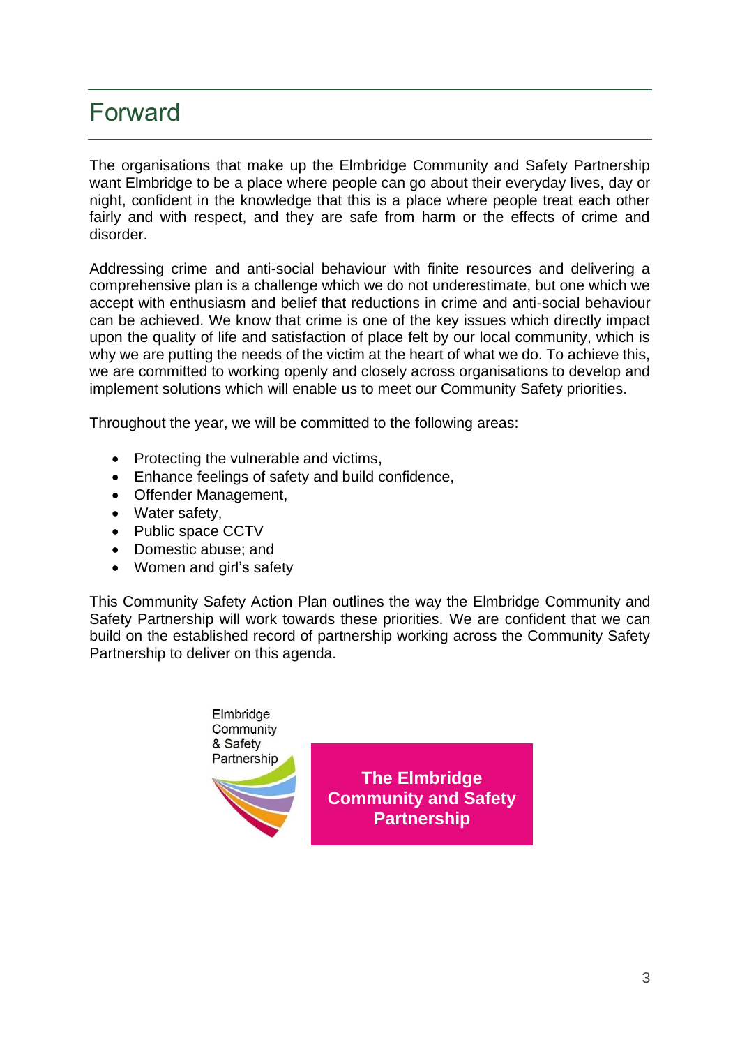# Forward

The organisations that make up the Elmbridge Community and Safety Partnership want Elmbridge to be a place where people can go about their everyday lives, day or night, confident in the knowledge that this is a place where people treat each other fairly and with respect, and they are safe from harm or the effects of crime and disorder.

Addressing crime and anti-social behaviour with finite resources and delivering a comprehensive plan is a challenge which we do not underestimate, but one which we accept with enthusiasm and belief that reductions in crime and anti-social behaviour can be achieved. We know that crime is one of the key issues which directly impact upon the quality of life and satisfaction of place felt by our local community, which is why we are putting the needs of the victim at the heart of what we do. To achieve this, we are committed to working openly and closely across organisations to develop and implement solutions which will enable us to meet our Community Safety priorities.

Throughout the year, we will be committed to the following areas:

- Protecting the vulnerable and victims,
- Enhance feelings of safety and build confidence,
- Offender Management,
- Water safety,
- Public space CCTV
- Domestic abuse; and
- Women and girl's safety

This Community Safety Action Plan outlines the way the Elmbridge Community and Safety Partnership will work towards these priorities. We are confident that we can build on the established record of partnership working across the Community Safety Partnership to deliver on this agenda.

Elmbridge Community & Safety Partnership

**The Elmbridge Community and Safety Partnership**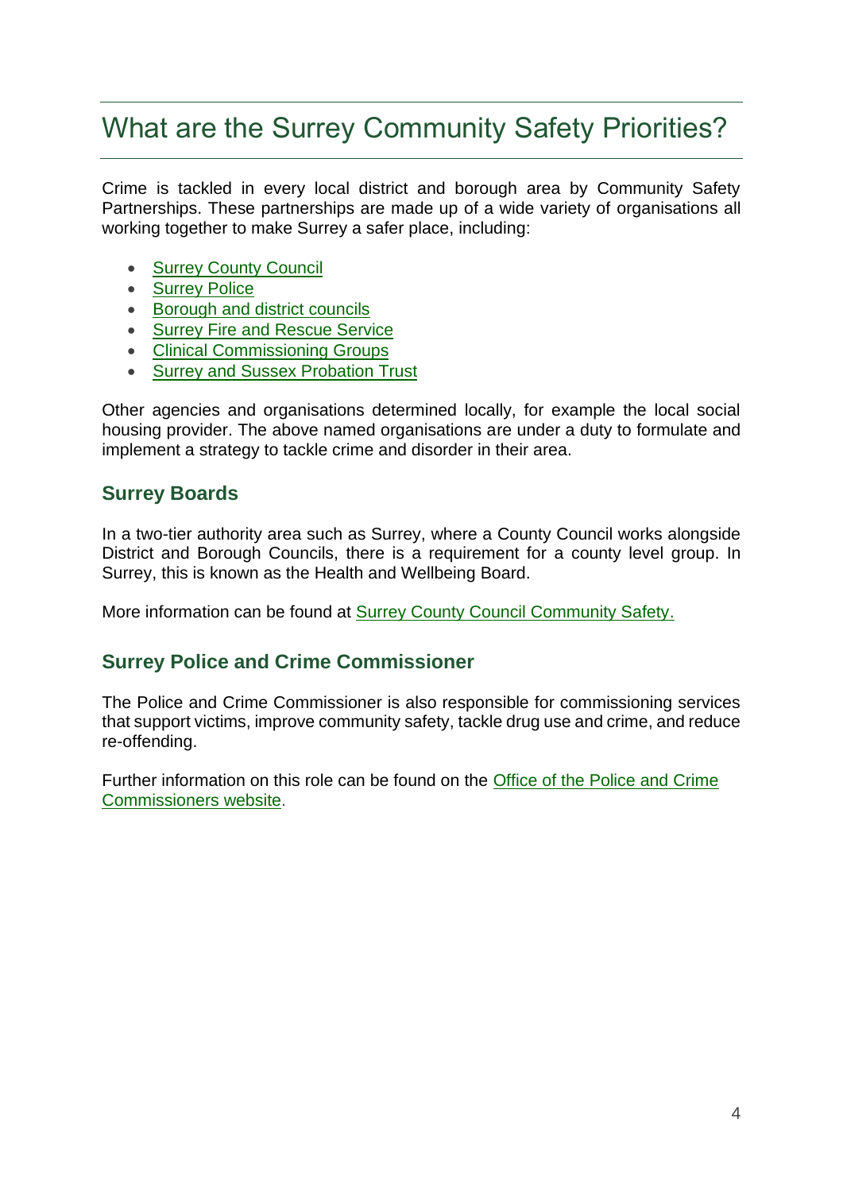# What are the Surrey Community Safety Priorities?

Crime is tackled in every local district and borough area by Community Safety Partnerships. These partnerships are made up of a wide variety of organisations all working together to make Surrey a safer place, including:

- Surrey County Council
- Surrey Police
- Borough and district councils
- Surrey Fire and Rescue Service
- Clinical Commissioning Groups
- Surrey and Sussex Probation Trust

Other agencies and organisations determined locally, for example the local social housing provider. The above named organisations are under a duty to formulate and implement a strategy to tackle crime and disorder in their area.

## Surrey Boards

In a two-tier authority area such as Surrey, where a County Council works alongside District and Borough Councils, there is a requirement for a county level group. In Surrey, this is known as the Health and Wellbeing Board.

More information can be found at Surrey County Council Community Safety.

## Surrey Police and Crime Commissioner

The Police and Crime Commissioner is also responsible for commissioning services that support victims, improve community safety, tackle drug use and crime, and reduce re-offending.

Further information on this role can be found on the Office of the Police and Crime Commissioners website.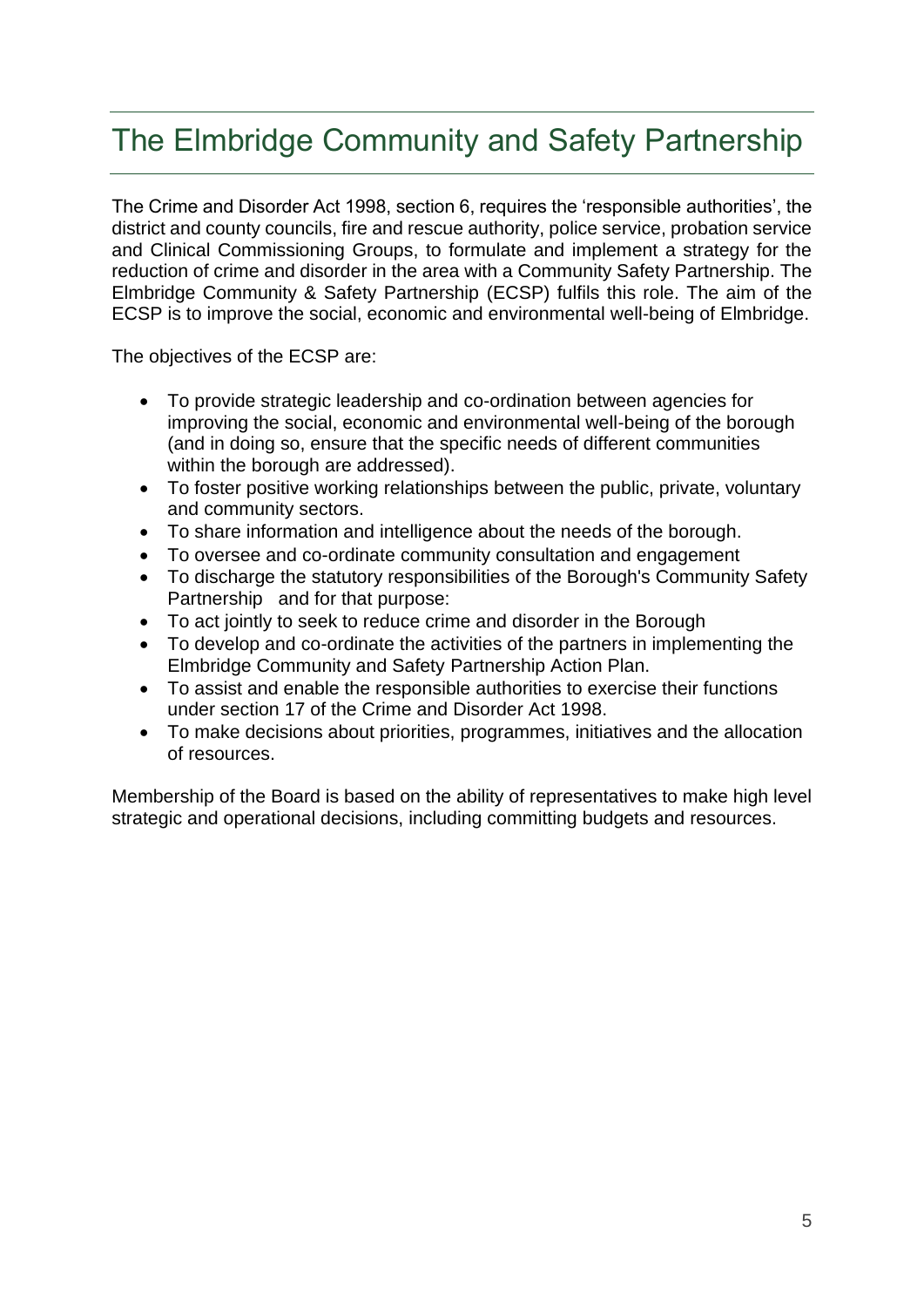# The Elmbridge Community and Safety Partnership

The Crime and Disorder Act 1998, section 6, requires the 'responsible authorities', the district and county councils, fire and rescue authority, police service, probation service and Clinical Commissioning Groups, to formulate and implement a strategy for the reduction of crime and disorder in the area with a Community Safety Partnership. The Elmbridge Community & Safety Partnership (ECSP) fulfils this role. The aim of the ECSP is to improve the social, economic and environmental well-being of Elmbridge.

The objectives of the ECSP are:

- To provide strategic leadership and co-ordination between agencies for improving the social, economic and environmental well-being of the borough (and in doing so, ensure that the specific needs of different communities within the borough are addressed).
- To foster positive working relationships between the public, private, voluntary and community sectors.
- To share information and intelligence about the needs of the borough.
- To oversee and co-ordinate community consultation and engagement
- To discharge the statutory responsibilities of the Borough's Community Safety Partnership and for that purpose:
- To act jointly to seek to reduce crime and disorder in the Borough
- To develop and co-ordinate the activities of the partners in implementing the Elmbridge Community and Safety Partnership Action Plan.
- To assist and enable the responsible authorities to exercise their functions under section 17 of the Crime and Disorder Act 1998.
- To make decisions about priorities, programmes, initiatives and the allocation of resources.

Membership of the Board is based on the ability of representatives to make high level strategic and operational decisions, including committing budgets and resources.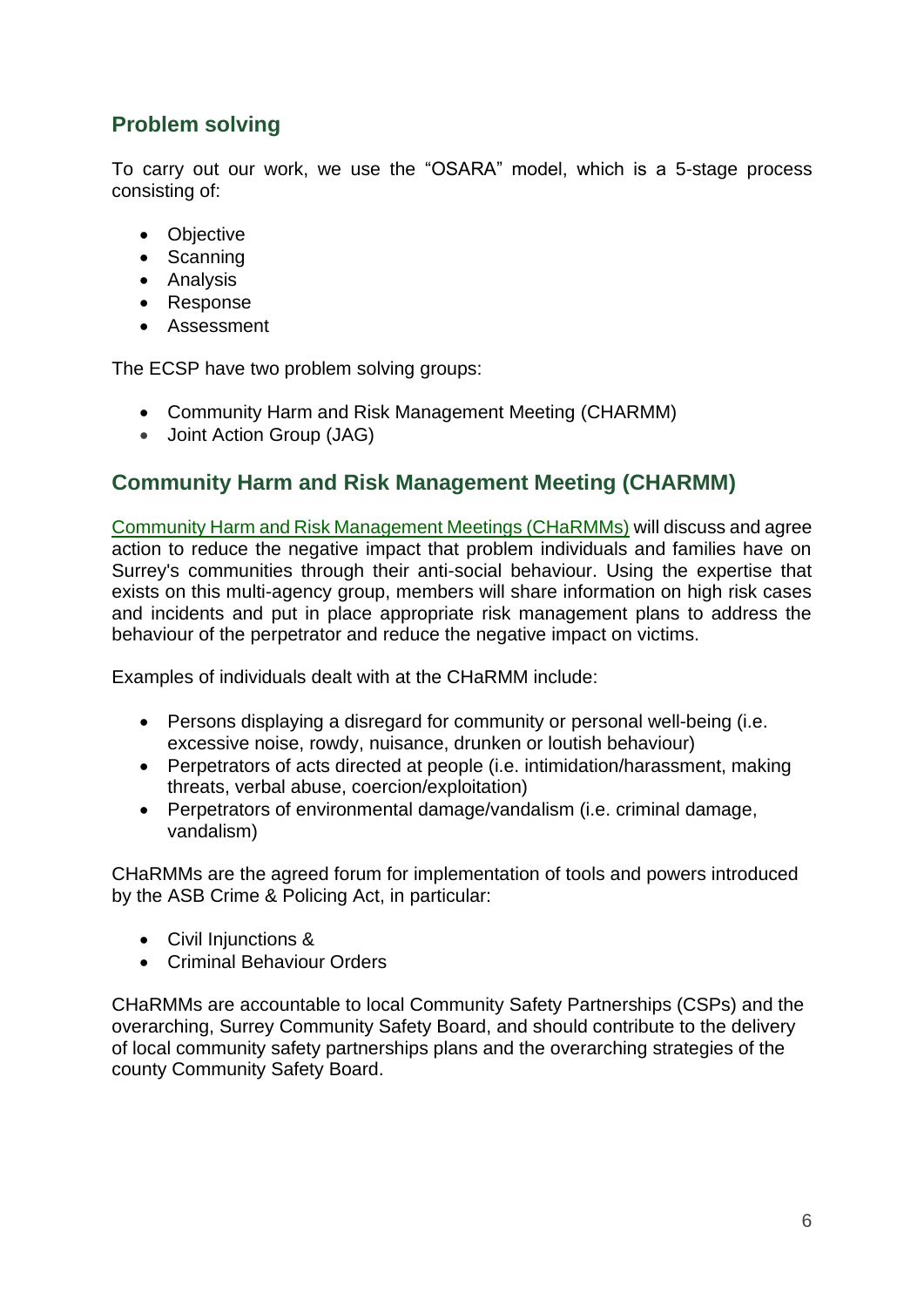## Problem solving

To carry out our work, we use the "OSARA" model, which is a 5-stage process consisting of:

- Objective
- Scanning
- Analysis
- Response
- Assessment

The ECSP have two problem solving groups:

- Community Harm and Risk Management Meeting (CHARMM)
- Joint Action Group (JAG)

## Community Harm and Risk Management Meeting (CHARMM)

Community Harm and Risk Management Meetings (CHaRMMs) will discuss and agree action to reduce the negative impact that problem individuals and families have on Surrey's communities through their anti-social behaviour. Using the expertise that exists on this multi-agency group, members will share information on high risk cases and incidents and put in place appropriate risk management plans to address the behaviour of the perpetrator and reduce the negative impact on victims.

Examples of individuals dealt with at the CHaRMM include:

- Persons displaying a disregard for community or personal well-being (i.e. excessive noise, rowdy, nuisance, drunken or loutish behaviour)
- Perpetrators of acts directed at people (i.e. intimidation/harassment, making threats, verbal abuse, coercion/exploitation)
- Perpetrators of environmental damage/vandalism (i.e. criminal damage, vandalism)

CHaRMMs are the agreed forum for implementation of tools and powers introduced by the ASB Crime & Policing Act, in particular:

- Civil Injunctions &
- Criminal Behaviour Orders

CHaRMMs are accountable to local Community Safety Partnerships (CSPs) and the overarching, Surrey Community Safety Board, and should contribute to the delivery of local community safety partnerships plans and the overarching strategies of the county Community Safety Board.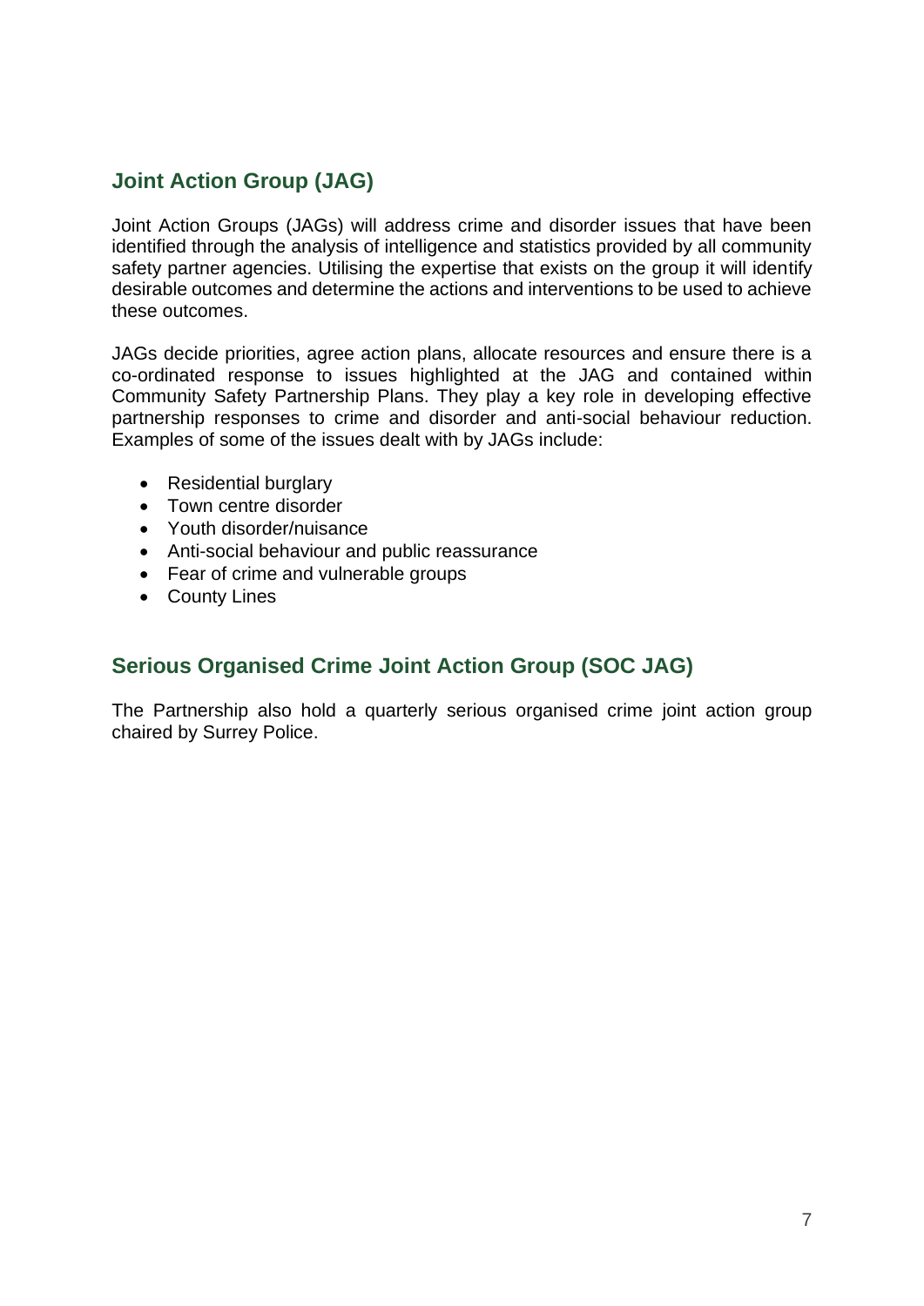## Joint Action Group (JAG)

Joint Action Groups (JAGs) will address crime and disorder issues that have been identified through the analysis of intelligence and statistics provided by all community safety partner agencies. Utilising the expertise that exists on the group it will identify desirable outcomes and determine the actions and interventions to be used to achieve these outcomes.

JAGs decide priorities, agree action plans, allocate resources and ensure there is a co-ordinated response to issues highlighted at the JAG and contained within Community Safety Partnership Plans. They play a key role in developing effective partnership responses to crime and disorder and anti-social behaviour reduction. Examples of some of the issues dealt with by JAGs include:

- Residential burglary
- Town centre disorder
- Youth disorder/nuisance
- Anti-social behaviour and public reassurance
- Fear of crime and vulnerable groups
- County Lines

## Serious Organised Crime Joint Action Group (SOC JAG)

The Partnership also hold a quarterly serious organised crime joint action group chaired by Surrey Police.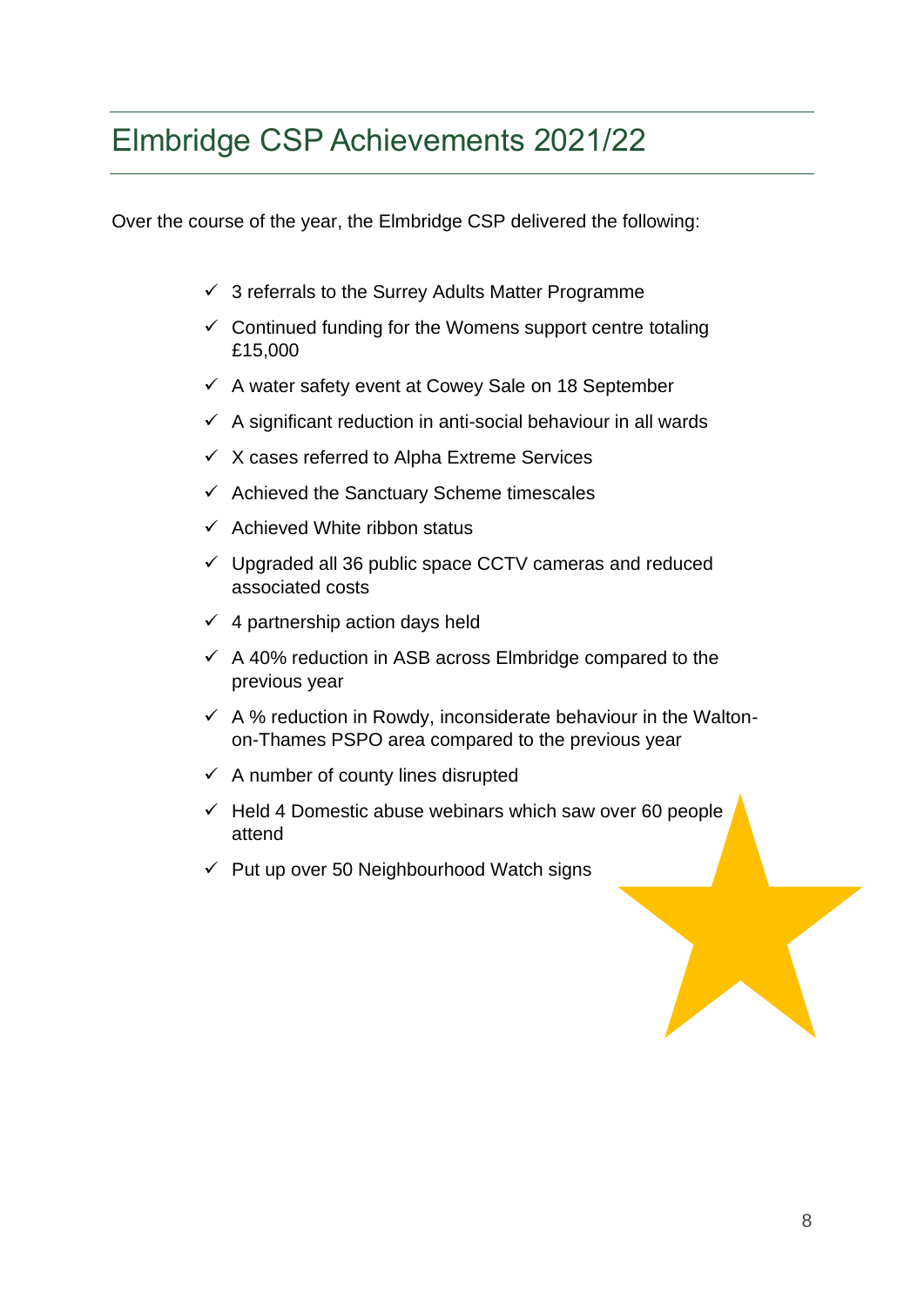# Elmbridge CSP Achievements 2021/22

Over the course of the year, the Elmbridge CSP delivered the following:

- ✓ 3 referrals to the Surrey Adults Matter Programme
- ✓ Continued funding for the Womens support centre totaling £15,000
- ✓ A water safety event at Cowey Sale on 18 September
- ✓ A significant reduction in anti-social behaviour in all wards
- ✓ X cases referred to Alpha Extreme Services
- ✓ Achieved the Sanctuary Scheme timescales
- ✓ Achieved White ribbon status
- ✓ Upgraded all 36 public space CCTV cameras and reduced associated costs
- ✓ 4 partnership action days held
- ✓ A 40% reduction in ASB across Elmbridge compared to the previous year
- ✓ A % reduction in Rowdy, inconsiderate behaviour in the Walton-on-Thames PSPO area compared to the previous year
- ✓ A number of county lines disrupted
- ✓ Held 4 Domestic abuse webinars which saw over 60 people attend
- ✓ Put up over 50 Neighbourhood Watch signs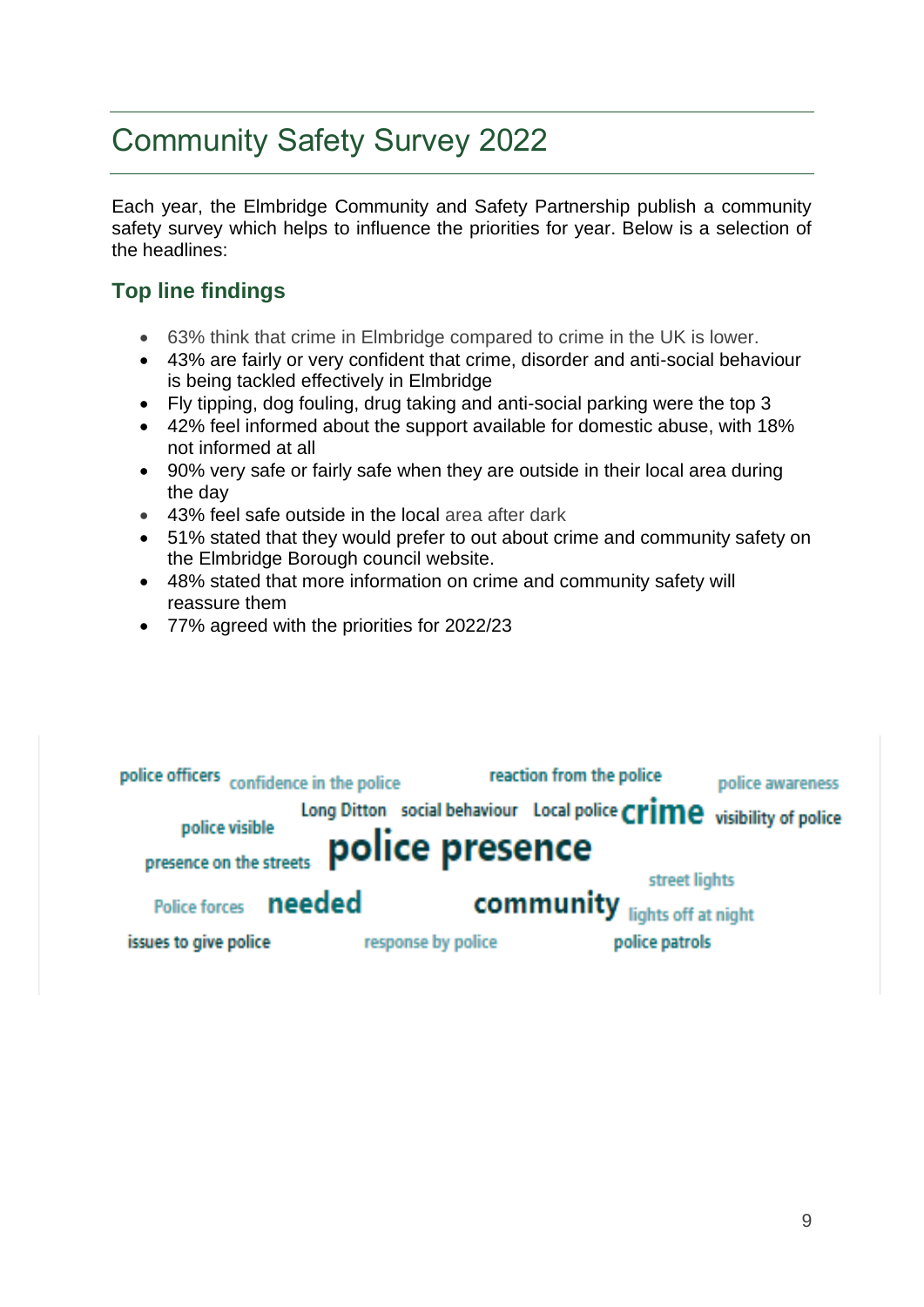# Community Safety Survey 2022

Each year, the Elmbridge Community and Safety Partnership publish a community safety survey which helps to influence the priorities for year. Below is a selection of the headlines:

## Top line findings

- 63% think that crime in Elmbridge compared to crime in the UK is lower.
- 43% are fairly or very confident that crime, disorder and anti-social behaviour is being tackled effectively in Elmbridge
- Fly tipping, dog fouling, drug taking and anti-social parking were the top 3
- 42% feel informed about the support available for domestic abuse, with 18% not informed at all
- 90% very safe or fairly safe when they are outside in their local area during the day
- 43% feel safe outside in the local area after dark
- 51% stated that they would prefer to out about crime and community safety on the Elmbridge Borough council website.
- 48% stated that more information on crime and community safety will reassure them
- 77% agreed with the priorities for 2022/23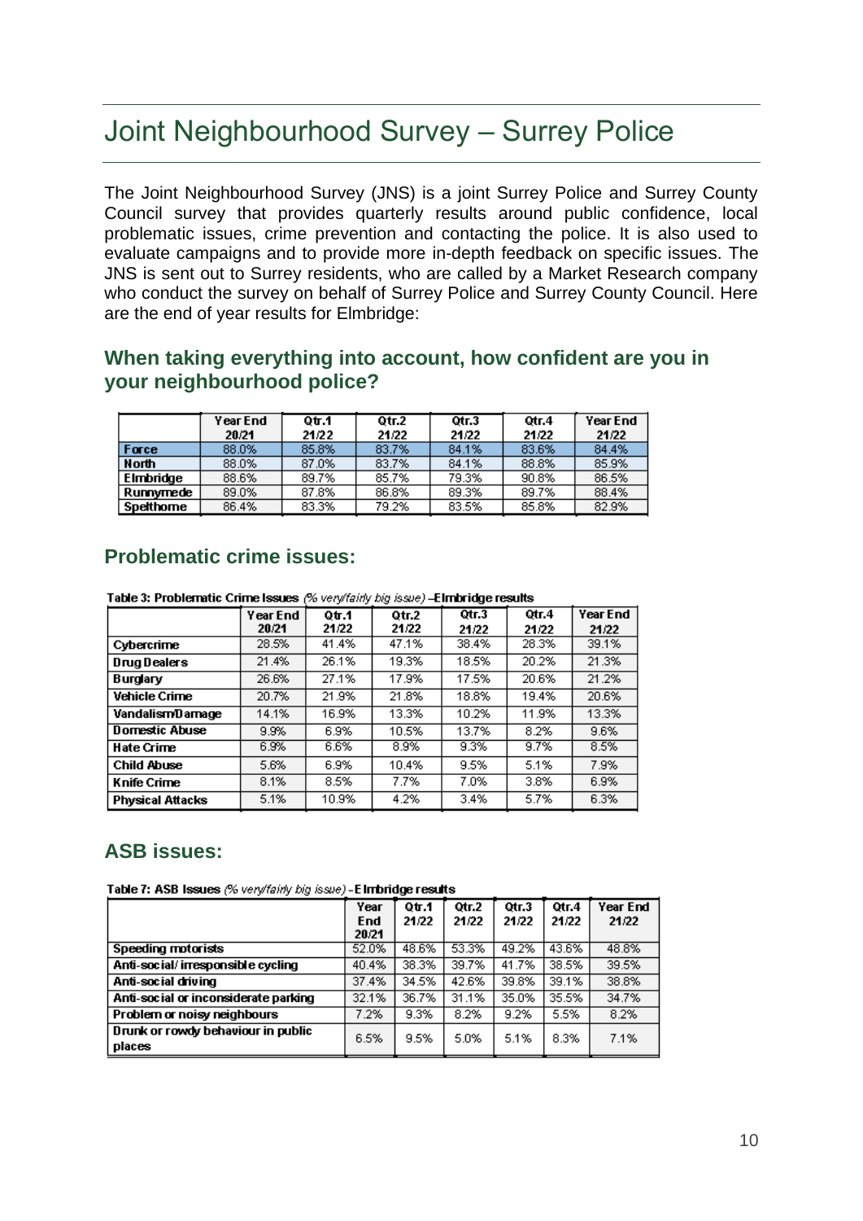# Joint Neighbourhood Survey – Surrey Police

The Joint Neighbourhood Survey (JNS) is a joint Surrey Police and Surrey County Council survey that provides quarterly results around public confidence, local problematic issues, crime prevention and contacting the police. It is also used to evaluate campaigns and to provide more in-depth feedback on specific issues. The JNS is sent out to Surrey residents, who are called by a Market Research company who conduct the survey on behalf of Surrey Police and Surrey County Council. Here are the end of year results for Elmbridge:

### When taking everything into account, how confident are you in your neighbourhood police?

| | Year End 20/21 | Qtr.1 21/22 | Qtr.2 21/22 | Qtr.3 21/22 | Qtr.4 21/22 | Year End 21/22 |
|---|---|---|---|---|---|---|
| **Force** | 88.0% | 85.8% | 83.7% | 84.1% | 83.6% | 84.4% |
| **North** | 88.0% | 87.0% | 83.7% | 84.1% | 88.8% | 85.9% |
| **Elmbridge** | 88.6% | 89.7% | 85.7% | 79.3% | 90.8% | 86.5% |
| **Runnymede** | 89.0% | 87.8% | 86.8% | 89.3% | 89.7% | 88.4% |
| **Spelthorne** | 86.4% | 83.3% | 79.2% | 83.5% | 85.8% | 82.9% |

### Problematic crime issues:

**Table 3: Problematic Crime Issues** *(% very/fairly big issue)* **–Elmbridge results**

| | Year End 20/21 | Qtr.1 21/22 | Qtr.2 21/22 | Qtr.3 21/22 | Qtr.4 21/22 | Year End 21/22 |
|---|---|---|---|---|---|---|
| **Cybercrime** | 28.5% | 41.4% | 47.1% | 38.4% | 28.3% | 39.1% |
| **Drug Dealers** | 21.4% | 26.1% | 19.3% | 18.5% | 20.2% | 21.3% |
| **Burglary** | 26.6% | 27.1% | 17.9% | 17.5% | 20.6% | 21.2% |
| **Vehicle Crime** | 20.7% | 21.9% | 21.8% | 18.8% | 19.4% | 20.6% |
| **Vandalism/Damage** | 14.1% | 16.9% | 13.3% | 10.2% | 11.9% | 13.3% |
| **Domestic Abuse** | 9.9% | 6.9% | 10.5% | 13.7% | 8.2% | 9.6% |
| **Hate Crime** | 6.9% | 6.6% | 8.9% | 9.3% | 9.7% | 8.5% |
| **Child Abuse** | 5.6% | 6.9% | 10.4% | 9.5% | 5.1% | 7.9% |
| **Knife Crime** | 8.1% | 8.5% | 7.7% | 7.0% | 3.8% | 6.9% |
| **Physical Attacks** | 5.1% | 10.9% | 4.2% | 3.4% | 5.7% | 6.3% |

### ASB issues:

**Table 7: ASB Issues** *(% very/fairly big issue)* **-Elmbridge results**

| | Year End 20/21 | Qtr.1 21/22 | Qtr.2 21/22 | Qtr.3 21/22 | Qtr.4 21/22 | Year End 21/22 |
|---|---|---|---|---|---|---|
| **Speeding motorists** | 52.0% | 48.6% | 53.3% | 49.2% | 43.6% | 48.8% |
| **Anti-social/ irresponsible cycling** | 40.4% | 38.3% | 39.7% | 41.7% | 38.5% | 39.5% |
| **Anti-social driving** | 37.4% | 34.5% | 42.6% | 39.8% | 39.1% | 38.8% |
| **Anti-social or inconsiderate parking** | 32.1% | 36.7% | 31.1% | 35.0% | 35.5% | 34.7% |
| **Problem or noisy neighbours** | 7.2% | 9.3% | 8.2% | 9.2% | 5.5% | 8.2% |
| **Drunk or rowdy behaviour in public places** | 6.5% | 9.5% | 5.0% | 5.1% | 8.3% | 7.1% |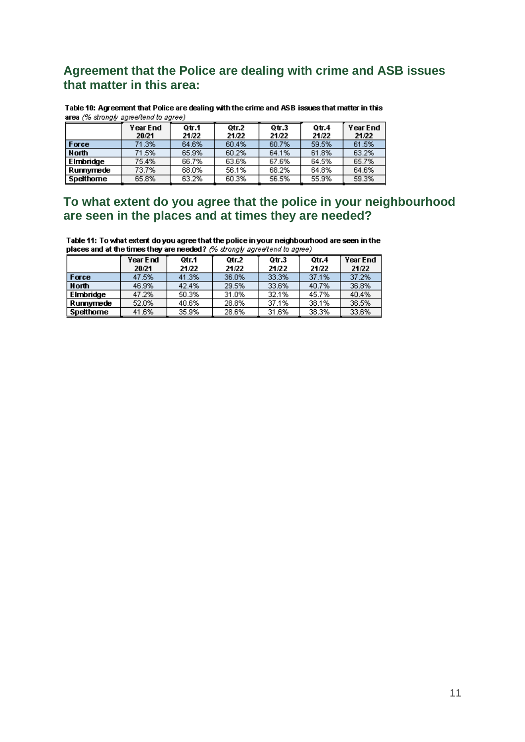## Agreement that the Police are dealing with crime and ASB issues that matter in this area:

**Table 10: Agreement that Police are dealing with the crime and ASB issues that matter in this area** *(% strongly agree/tend to agree)*

| | Year End 20/21 | Qtr.1 21/22 | Qtr.2 21/22 | Qtr.3 21/22 | Qtr.4 21/22 | Year End 21/22 |
|---|---|---|---|---|---|---|
| **Force** | 71.3% | 64.6% | 60.4% | 60.7% | 59.5% | 61.5% |
| **North** | 71.5% | 65.9% | 60.2% | 64.1% | 61.8% | 63.2% |
| **Elmbridge** | 75.4% | 66.7% | 63.6% | 67.6% | 64.5% | 65.7% |
| **Runnymede** | 73.7% | 68.0% | 56.1% | 68.2% | 64.8% | 64.6% |
| **Spelthorne** | 65.8% | 63.2% | 60.3% | 56.5% | 55.9% | 59.3% |

## To what extent do you agree that the police in your neighbourhood are seen in the places and at times they are needed?

**Table 11: To what extent do you agree that the police in your neighbourhood are seen in the places and at the times they are needed?** *(% strongly agree/tend to agree)*

| | Year End 20/21 | Qtr.1 21/22 | Qtr.2 21/22 | Qtr.3 21/22 | Qtr.4 21/22 | Year End 21/22 |
|---|---|---|---|---|---|---|
| **Force** | 47.5% | 41.3% | 36.0% | 33.3% | 37.1% | 37.2% |
| **North** | 46.9% | 42.4% | 29.5% | 33.6% | 40.7% | 36.8% |
| **Elmbridge** | 47.2% | 50.3% | 31.0% | 32.1% | 45.7% | 40.4% |
| **Runnymede** | 52.0% | 40.6% | 28.8% | 37.1% | 38.1% | 36.5% |
| **Spelthorne** | 41.6% | 35.9% | 28.6% | 31.6% | 38.3% | 33.6% |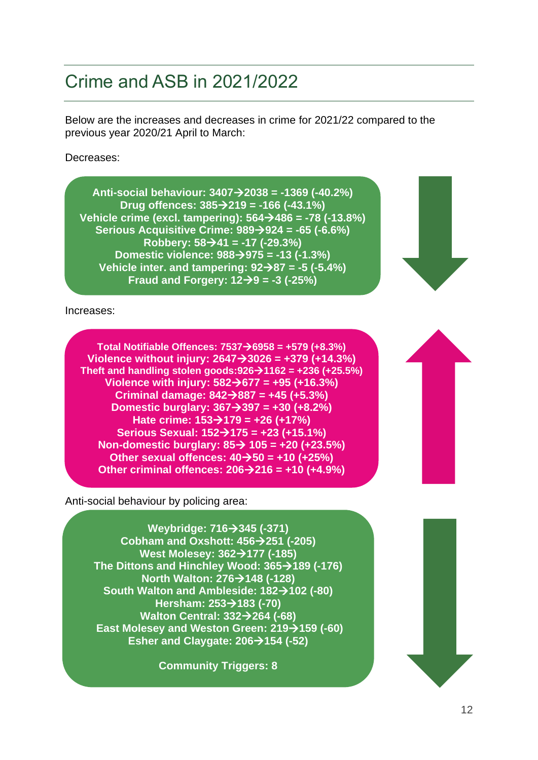# Crime and ASB in 2021/2022

Below are the increases and decreases in crime for 2021/22 compared to the previous year 2020/21 April to March:

Decreases:

**Anti-social behaviour: 3407→2038 = -1369 (-40.2%)**
**Drug offences: 385→219 = -166 (-43.1%)**
**Vehicle crime (excl. tampering): 564→486 = -78 (-13.8%)**
**Serious Acquisitive Crime: 989→924 = -65 (-6.6%)**
**Robbery: 58→41 = -17 (-29.3%)**
**Domestic violence: 988→975 = -13 (-1.3%)**
**Vehicle inter. and tampering: 92→87 = -5 (-5.4%)**
**Fraud and Forgery: 12→9 = -3 (-25%)**

Increases:

**Total Notifiable Offences: 7537→6958 = +579 (+8.3%)**
**Violence without injury: 2647→3026 = +379 (+14.3%)**
**Theft and handling stolen goods:926→1162 = +236 (+25.5%)**
**Violence with injury: 582→677 = +95 (+16.3%)**
**Criminal damage: 842→887 = +45 (+5.3%)**
**Domestic burglary: 367→397 = +30 (+8.2%)**
**Hate crime: 153→179 = +26 (+17%)**
**Serious Sexual: 152→175 = +23 (+15.1%)**
**Non-domestic burglary: 85→ 105 = +20 (+23.5%)**
**Other sexual offences: 40→50 = +10 (+25%)**
**Other criminal offences: 206→216 = +10 (+4.9%)**

Anti-social behaviour by policing area:

**Weybridge: 716→345 (-371)**
**Cobham and Oxshott: 456→251 (-205)**
**West Molesey: 362→177 (-185)**
**The Dittons and Hinchley Wood: 365→189 (-176)**
**North Walton: 276→148 (-128)**
**South Walton and Ambleside: 182→102 (-80)**
**Hersham: 253→183 (-70)**
**Walton Central: 332→264 (-68)**
**East Molesey and Weston Green: 219→159 (-60)**
**Esher and Claygate: 206→154 (-52)**

**Community Triggers: 8**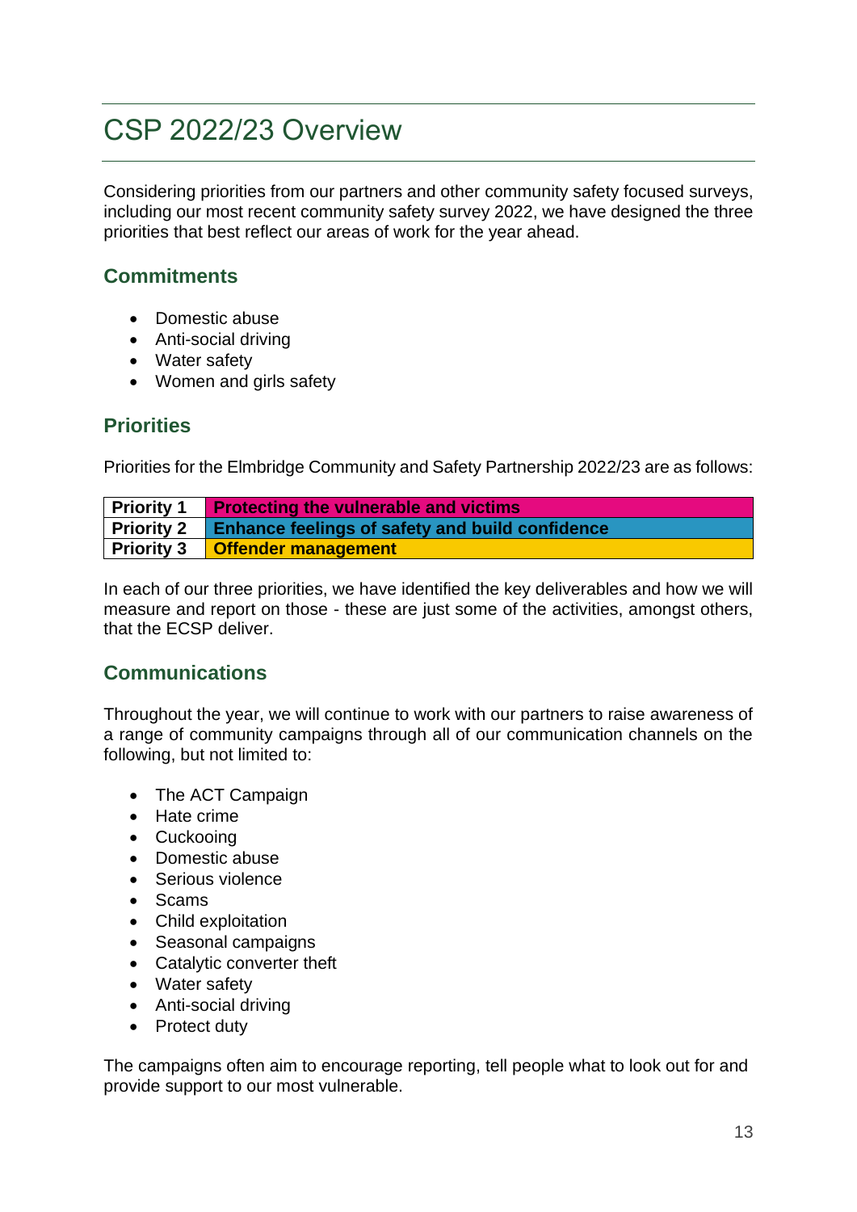# CSP 2022/23 Overview

Considering priorities from our partners and other community safety focused surveys, including our most recent community safety survey 2022, we have designed the three priorities that best reflect our areas of work for the year ahead.

## Commitments

- Domestic abuse
- Anti-social driving
- Water safety
- Women and girls safety

## Priorities

Priorities for the Elmbridge Community and Safety Partnership 2022/23 are as follows:

| | |
|---|---|
| **Priority 1** | **Protecting the vulnerable and victims** |
| **Priority 2** | **Enhance feelings of safety and build confidence** |
| **Priority 3** | **Offender management** |

In each of our three priorities, we have identified the key deliverables and how we will measure and report on those - these are just some of the activities, amongst others, that the ECSP deliver.

## Communications

Throughout the year, we will continue to work with our partners to raise awareness of a range of community campaigns through all of our communication channels on the following, but not limited to:

- The ACT Campaign
- Hate crime
- Cuckooing
- Domestic abuse
- Serious violence
- Scams
- Child exploitation
- Seasonal campaigns
- Catalytic converter theft
- Water safety
- Anti-social driving
- Protect duty

The campaigns often aim to encourage reporting, tell people what to look out for and provide support to our most vulnerable.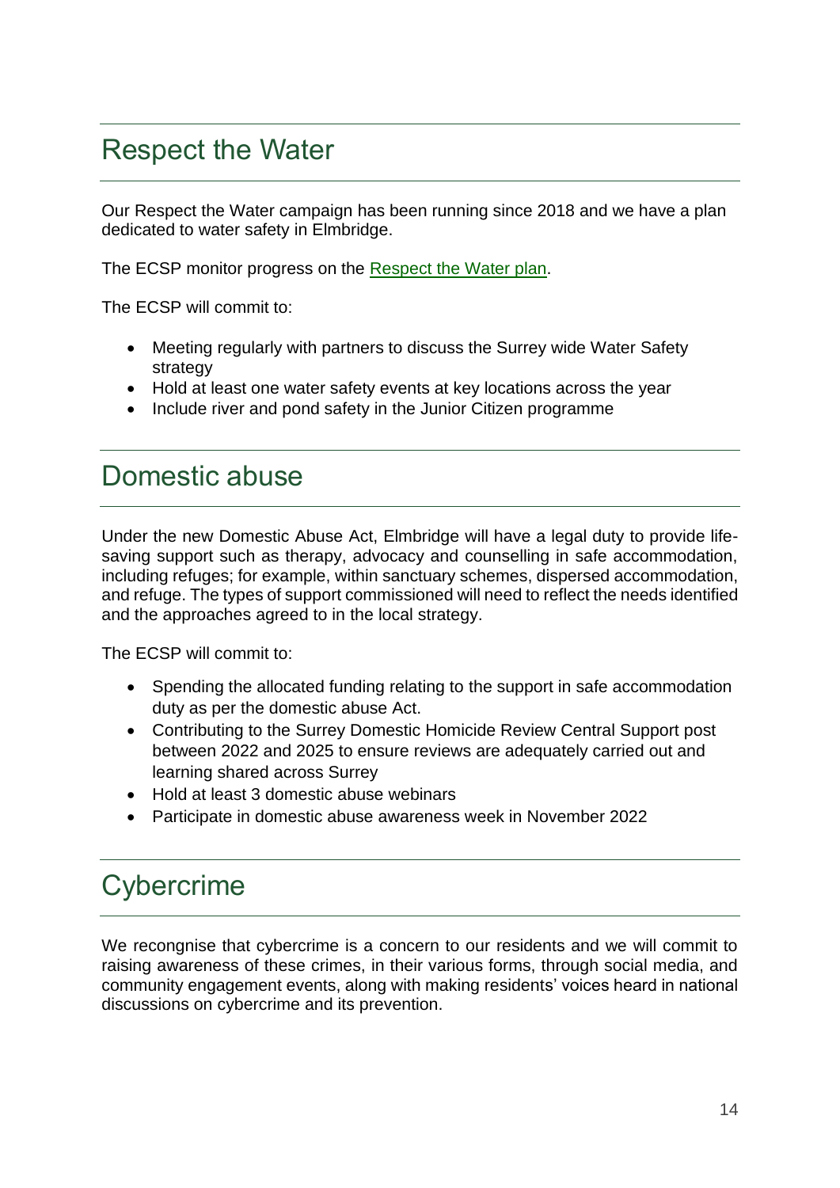## Respect the Water

Our Respect the Water campaign has been running since 2018 and we have a plan dedicated to water safety in Elmbridge.

The ECSP monitor progress on the Respect the Water plan.

The ECSP will commit to:

- Meeting regularly with partners to discuss the Surrey wide Water Safety strategy
- Hold at least one water safety events at key locations across the year
- Include river and pond safety in the Junior Citizen programme

## Domestic abuse

Under the new Domestic Abuse Act, Elmbridge will have a legal duty to provide life-saving support such as therapy, advocacy and counselling in safe accommodation, including refuges; for example, within sanctuary schemes, dispersed accommodation, and refuge. The types of support commissioned will need to reflect the needs identified and the approaches agreed to in the local strategy.

The ECSP will commit to:

- Spending the allocated funding relating to the support in safe accommodation duty as per the domestic abuse Act.
- Contributing to the Surrey Domestic Homicide Review Central Support post between 2022 and 2025 to ensure reviews are adequately carried out and learning shared across Surrey
- Hold at least 3 domestic abuse webinars
- Participate in domestic abuse awareness week in November 2022

## Cybercrime

We recongnise that cybercrime is a concern to our residents and we will commit to raising awareness of these crimes, in their various forms, through social media, and community engagement events, along with making residents' voices heard in national discussions on cybercrime and its prevention.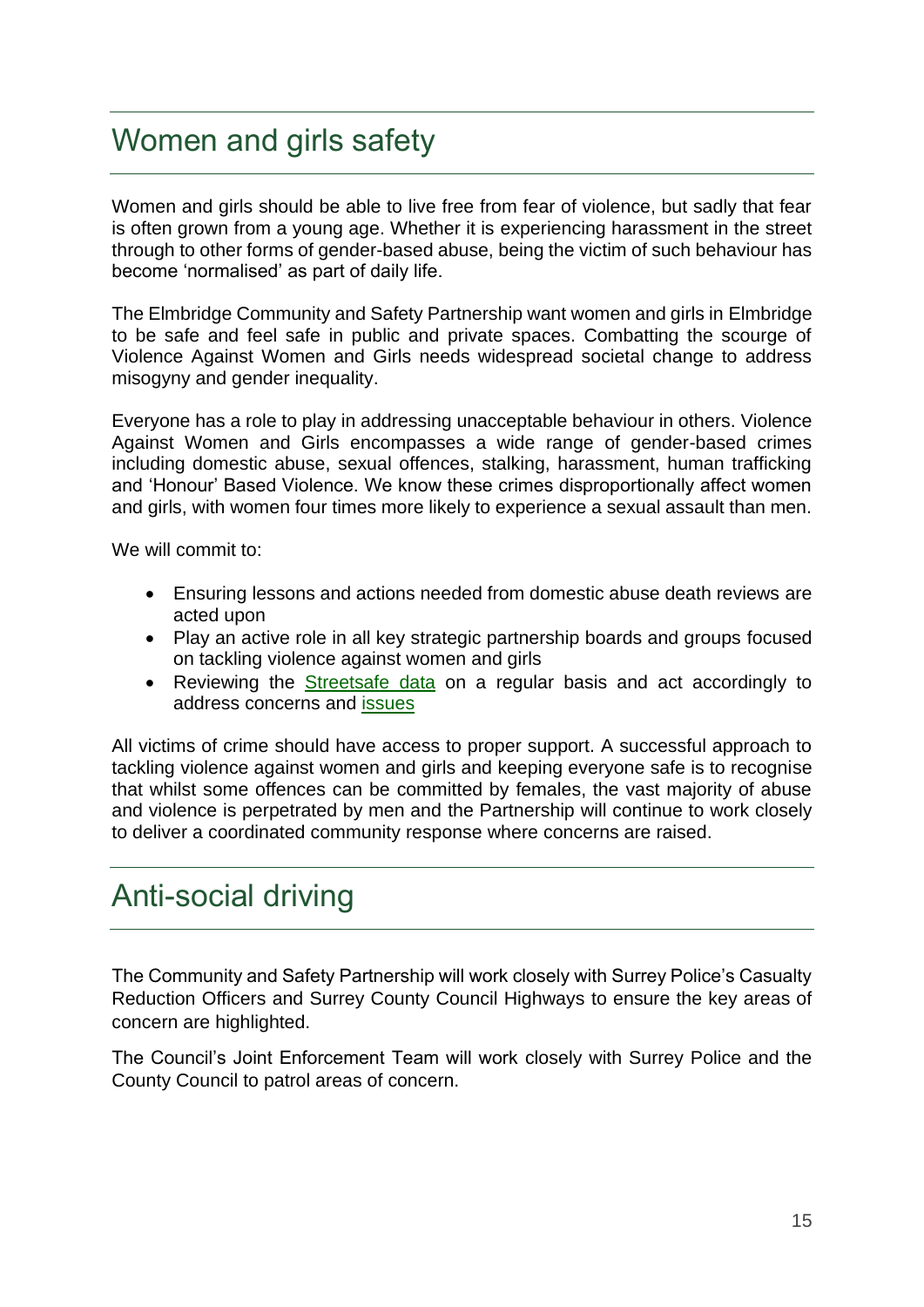# Women and girls safety

Women and girls should be able to live free from fear of violence, but sadly that fear is often grown from a young age. Whether it is experiencing harassment in the street through to other forms of gender-based abuse, being the victim of such behaviour has become 'normalised' as part of daily life.

The Elmbridge Community and Safety Partnership want women and girls in Elmbridge to be safe and feel safe in public and private spaces. Combatting the scourge of Violence Against Women and Girls needs widespread societal change to address misogyny and gender inequality.

Everyone has a role to play in addressing unacceptable behaviour in others. Violence Against Women and Girls encompasses a wide range of gender-based crimes including domestic abuse, sexual offences, stalking, harassment, human trafficking and 'Honour' Based Violence. We know these crimes disproportionally affect women and girls, with women four times more likely to experience a sexual assault than men.

We will commit to:

- Ensuring lessons and actions needed from domestic abuse death reviews are acted upon
- Play an active role in all key strategic partnership boards and groups focused on tackling violence against women and girls
- Reviewing the Streetsafe data on a regular basis and act accordingly to address concerns and issues

All victims of crime should have access to proper support. A successful approach to tackling violence against women and girls and keeping everyone safe is to recognise that whilst some offences can be committed by females, the vast majority of abuse and violence is perpetrated by men and the Partnership will continue to work closely to deliver a coordinated community response where concerns are raised.

# Anti-social driving

The Community and Safety Partnership will work closely with Surrey Police's Casualty Reduction Officers and Surrey County Council Highways to ensure the key areas of concern are highlighted.

The Council's Joint Enforcement Team will work closely with Surrey Police and the County Council to patrol areas of concern.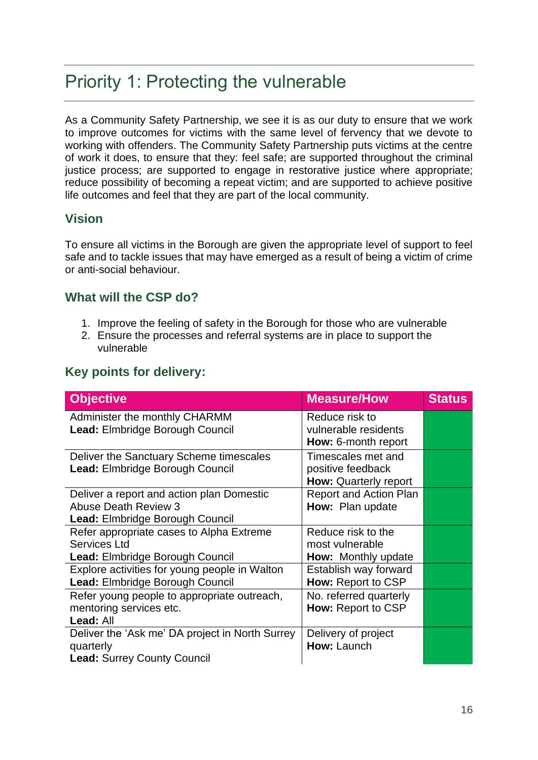# Priority 1: Protecting the vulnerable

As a Community Safety Partnership, we see it is as our duty to ensure that we work to improve outcomes for victims with the same level of fervency that we devote to working with offenders. The Community Safety Partnership puts victims at the centre of work it does, to ensure that they: feel safe; are supported throughout the criminal justice process; are supported to engage in restorative justice where appropriate; reduce possibility of becoming a repeat victim; and are supported to achieve positive life outcomes and feel that they are part of the local community.

## Vision

To ensure all victims in the Borough are given the appropriate level of support to feel safe and to tackle issues that may have emerged as a result of being a victim of crime or anti-social behaviour.

## What will the CSP do?

1. Improve the feeling of safety in the Borough for those who are vulnerable
2. Ensure the processes and referral systems are in place to support the vulnerable

## Key points for delivery:

| Objective | Measure/How | Status |
|---|---|---|
| Administer the monthly CHARMM<br>**Lead:** Elmbridge Borough Council | Reduce risk to vulnerable residents<br>**How:** 6-month report | |
| Deliver the Sanctuary Scheme timescales<br>**Lead:** Elmbridge Borough Council | Timescales met and positive feedback<br>**How:** Quarterly report | |
| Deliver a report and action plan Domestic Abuse Death Review 3<br>**Lead:** Elmbridge Borough Council | Report and Action Plan<br>**How:** Plan update | |
| Refer appropriate cases to Alpha Extreme Services Ltd<br>**Lead:** Elmbridge Borough Council | Reduce risk to the most vulnerable<br>**How:** Monthly update | |
| Explore activities for young people in Walton<br>**Lead:** Elmbridge Borough Council | Establish way forward<br>**How:** Report to CSP | |
| Refer young people to appropriate outreach, mentoring services etc.<br>**Lead:** All | No. referred quarterly<br>**How:** Report to CSP | |
| Deliver the 'Ask me' DA project in North Surrey quarterly<br>**Lead:** Surrey County Council | Delivery of project<br>**How:** Launch | |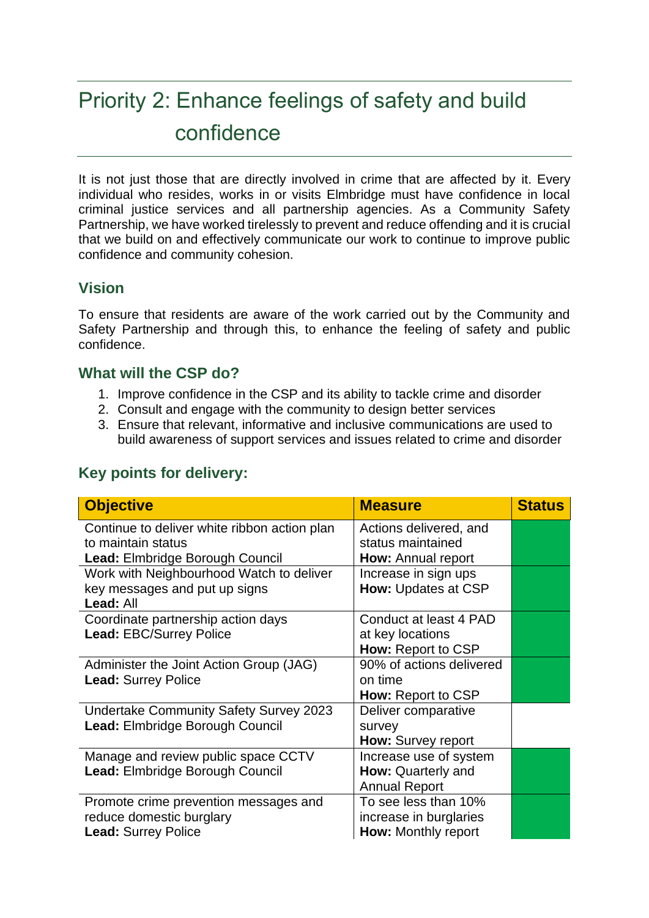# Priority 2: Enhance feelings of safety and build confidence

It is not just those that are directly involved in crime that are affected by it. Every individual who resides, works in or visits Elmbridge must have confidence in local criminal justice services and all partnership agencies. As a Community Safety Partnership, we have worked tirelessly to prevent and reduce offending and it is crucial that we build on and effectively communicate our work to continue to improve public confidence and community cohesion.

## Vision

To ensure that residents are aware of the work carried out by the Community and Safety Partnership and through this, to enhance the feeling of safety and public confidence.

## What will the CSP do?

1. Improve confidence in the CSP and its ability to tackle crime and disorder
2. Consult and engage with the community to design better services
3. Ensure that relevant, informative and inclusive communications are used to build awareness of support services and issues related to crime and disorder

## Key points for delivery:

| Objective | Measure | Status |
|---|---|---|
| Continue to deliver white ribbon action plan to maintain status<br>**Lead:** Elmbridge Borough Council | Actions delivered, and status maintained<br>**How:** Annual report | |
| Work with Neighbourhood Watch to deliver key messages and put up signs<br>**Lead:** All | Increase in sign ups<br>**How:** Updates at CSP | |
| Coordinate partnership action days<br>**Lead:** EBC/Surrey Police | Conduct at least 4 PAD at key locations<br>**How:** Report to CSP | |
| Administer the Joint Action Group (JAG)<br>**Lead:** Surrey Police | 90% of actions delivered on time<br>**How:** Report to CSP | |
| Undertake Community Safety Survey 2023<br>**Lead:** Elmbridge Borough Council | Deliver comparative survey<br>**How:** Survey report | |
| Manage and review public space CCTV<br>**Lead:** Elmbridge Borough Council | Increase use of system<br>**How:** Quarterly and Annual Report | |
| Promote crime prevention messages and reduce domestic burglary<br>**Lead:** Surrey Police | To see less than 10% increase in burglaries<br>**How:** Monthly report | |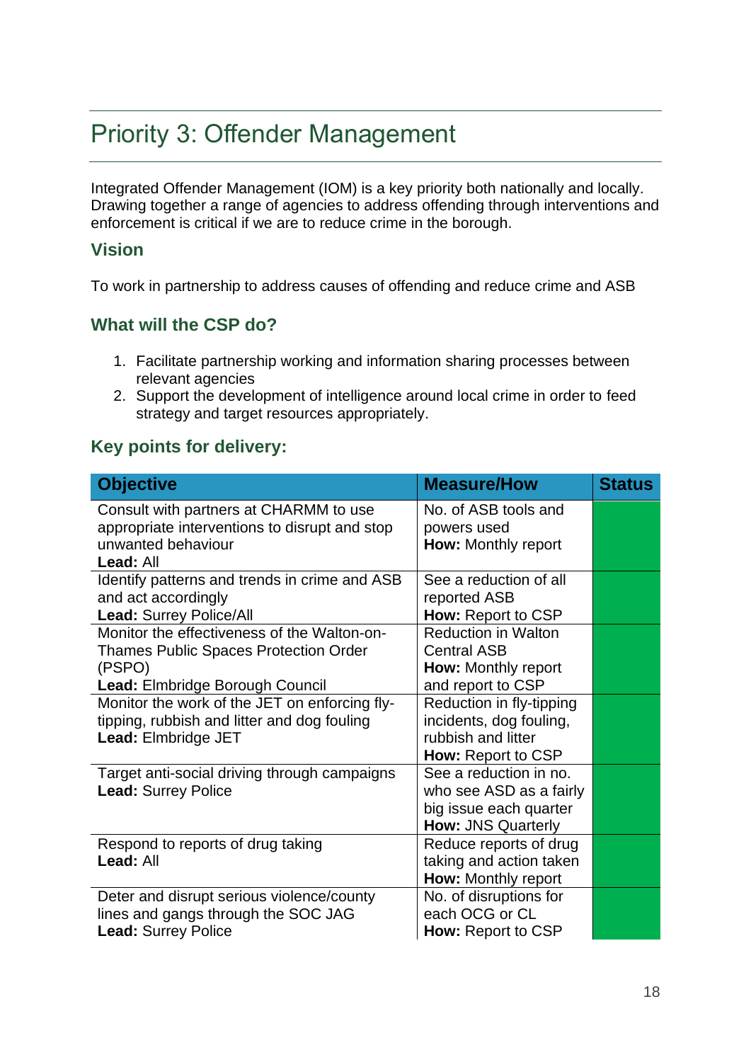# Priority 3: Offender Management

Integrated Offender Management (IOM) is a key priority both nationally and locally. Drawing together a range of agencies to address offending through interventions and enforcement is critical if we are to reduce crime in the borough.

## Vision

To work in partnership to address causes of offending and reduce crime and ASB

## What will the CSP do?

1. Facilitate partnership working and information sharing processes between relevant agencies
2. Support the development of intelligence around local crime in order to feed strategy and target resources appropriately.

## Key points for delivery:

| Objective | Measure/How | Status |
|---|---|---|
| Consult with partners at CHARMM to use appropriate interventions to disrupt and stop unwanted behaviour<br>**Lead:** All | No. of ASB tools and powers used<br>**How:** Monthly report | |
| Identify patterns and trends in crime and ASB and act accordingly<br>**Lead:** Surrey Police/All | See a reduction of all reported ASB<br>**How:** Report to CSP | |
| Monitor the effectiveness of the Walton-on-Thames Public Spaces Protection Order (PSPO)<br>**Lead:** Elmbridge Borough Council | Reduction in Walton Central ASB<br>**How:** Monthly report and report to CSP | |
| Monitor the work of the JET on enforcing fly-tipping, rubbish and litter and dog fouling<br>**Lead:** Elmbridge JET | Reduction in fly-tipping incidents, dog fouling, rubbish and litter<br>**How:** Report to CSP | |
| Target anti-social driving through campaigns<br>**Lead:** Surrey Police | See a reduction in no. who see ASD as a fairly big issue each quarter<br>**How:** JNS Quarterly | |
| Respond to reports of drug taking<br>**Lead:** All | Reduce reports of drug taking and action taken<br>**How:** Monthly report | |
| Deter and disrupt serious violence/county lines and gangs through the SOC JAG<br>**Lead:** Surrey Police | No. of disruptions for each OCG or CL<br>**How:** Report to CSP | |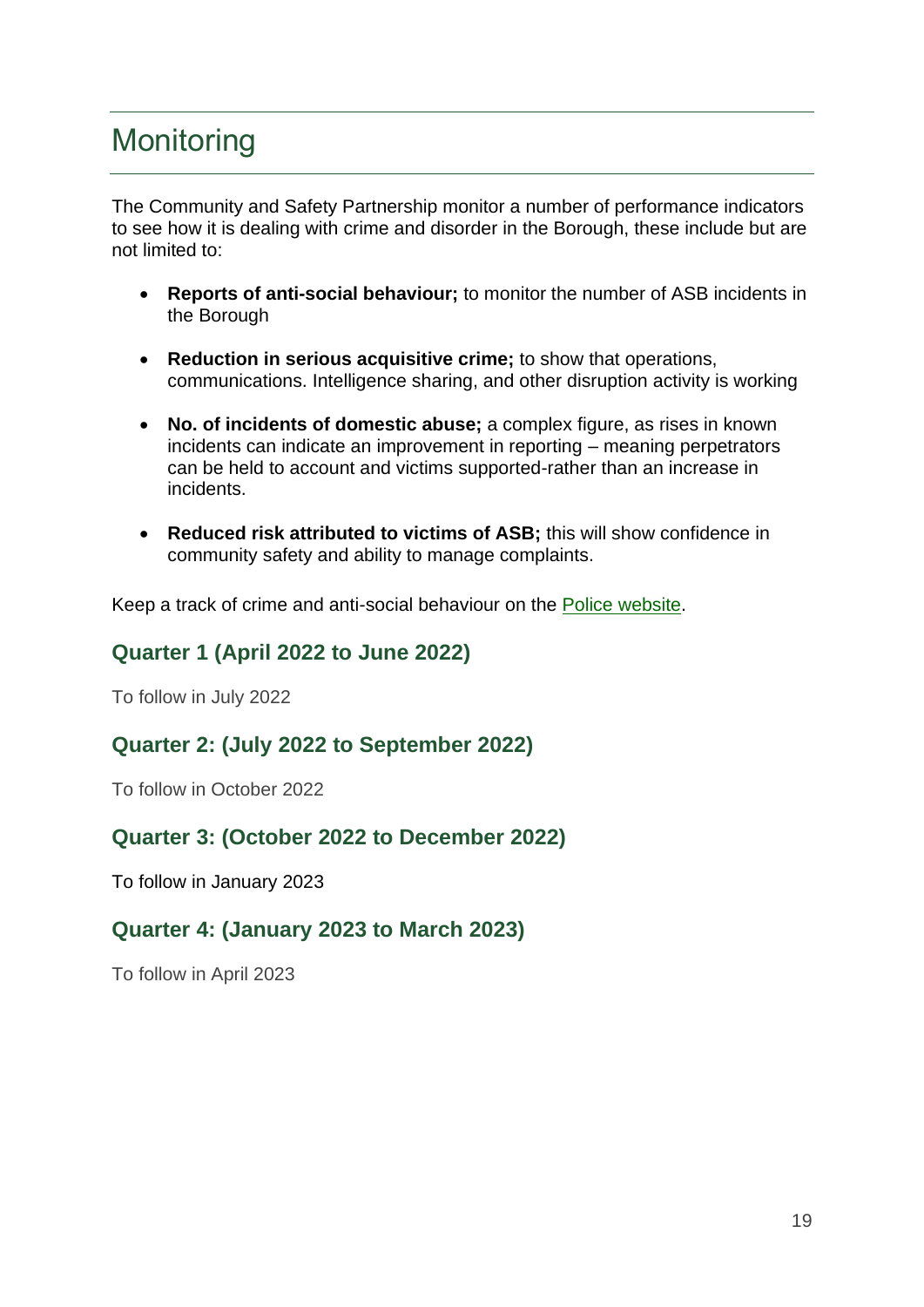# Monitoring

The Community and Safety Partnership monitor a number of performance indicators to see how it is dealing with crime and disorder in the Borough, these include but are not limited to:

- **Reports of anti-social behaviour;** to monitor the number of ASB incidents in the Borough
- **Reduction in serious acquisitive crime;** to show that operations, communications. Intelligence sharing, and other disruption activity is working
- **No. of incidents of domestic abuse;** a complex figure, as rises in known incidents can indicate an improvement in reporting – meaning perpetrators can be held to account and victims supported-rather than an increase in incidents.
- **Reduced risk attributed to victims of ASB;** this will show confidence in community safety and ability to manage complaints.

Keep a track of crime and anti-social behaviour on the Police website.

## Quarter 1 (April 2022 to June 2022)

To follow in July 2022

## Quarter 2: (July 2022 to September 2022)

To follow in October 2022

## Quarter 3: (October 2022 to December 2022)

To follow in January 2023

## Quarter 4: (January 2023 to March 2023)

To follow in April 2023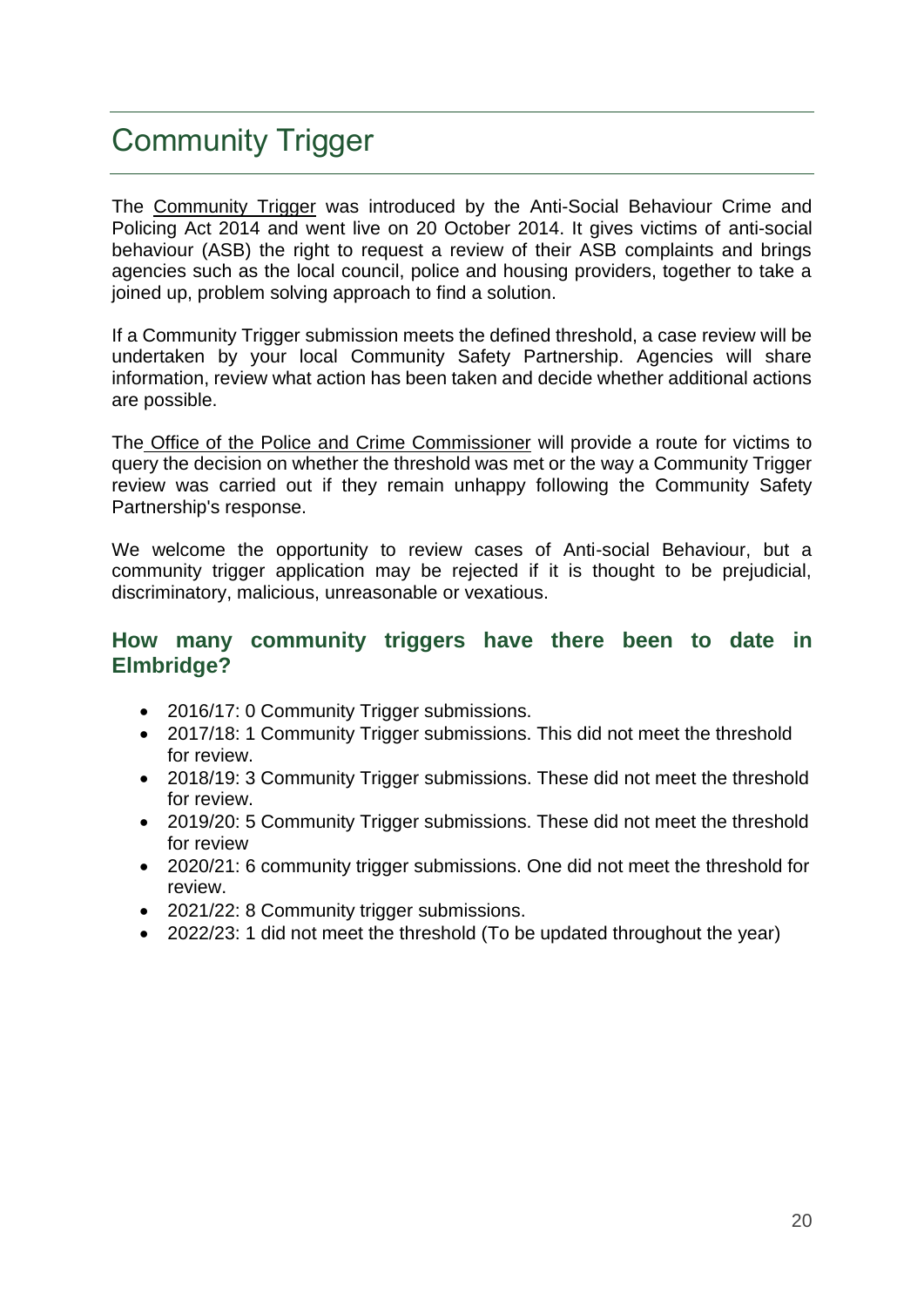# Community Trigger

The Community Trigger was introduced by the Anti-Social Behaviour Crime and Policing Act 2014 and went live on 20 October 2014. It gives victims of anti-social behaviour (ASB) the right to request a review of their ASB complaints and brings agencies such as the local council, police and housing providers, together to take a joined up, problem solving approach to find a solution.

If a Community Trigger submission meets the defined threshold, a case review will be undertaken by your local Community Safety Partnership. Agencies will share information, review what action has been taken and decide whether additional actions are possible.

The Office of the Police and Crime Commissioner will provide a route for victims to query the decision on whether the threshold was met or the way a Community Trigger review was carried out if they remain unhappy following the Community Safety Partnership's response.

We welcome the opportunity to review cases of Anti-social Behaviour, but a community trigger application may be rejected if it is thought to be prejudicial, discriminatory, malicious, unreasonable or vexatious.

## How many community triggers have there been to date in Elmbridge?

- 2016/17: 0 Community Trigger submissions.
- 2017/18: 1 Community Trigger submissions. This did not meet the threshold for review.
- 2018/19: 3 Community Trigger submissions. These did not meet the threshold for review.
- 2019/20: 5 Community Trigger submissions. These did not meet the threshold for review
- 2020/21: 6 community trigger submissions. One did not meet the threshold for review.
- 2021/22: 8 Community trigger submissions.
- 2022/23: 1 did not meet the threshold (To be updated throughout the year)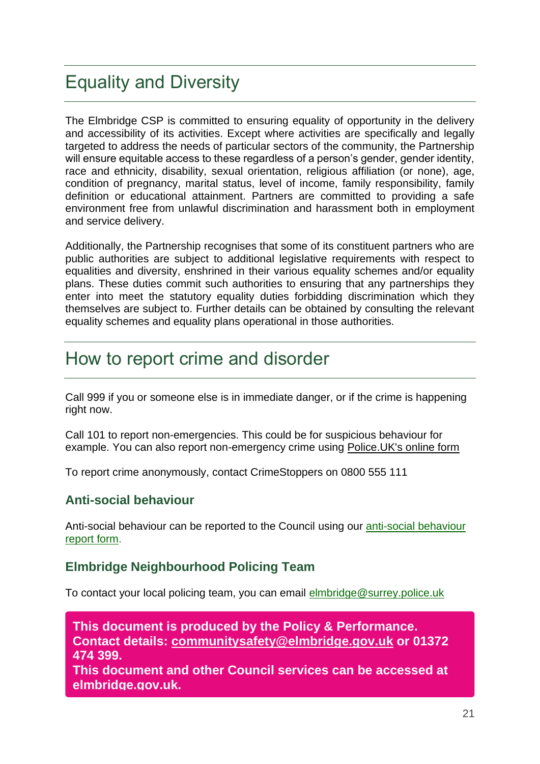# Equality and Diversity

The Elmbridge CSP is committed to ensuring equality of opportunity in the delivery and accessibility of its activities. Except where activities are specifically and legally targeted to address the needs of particular sectors of the community, the Partnership will ensure equitable access to these regardless of a person's gender, gender identity, race and ethnicity, disability, sexual orientation, religious affiliation (or none), age, condition of pregnancy, marital status, level of income, family responsibility, family definition or educational attainment. Partners are committed to providing a safe environment free from unlawful discrimination and harassment both in employment and service delivery.

Additionally, the Partnership recognises that some of its constituent partners who are public authorities are subject to additional legislative requirements with respect to equalities and diversity, enshrined in their various equality schemes and/or equality plans. These duties commit such authorities to ensuring that any partnerships they enter into meet the statutory equality duties forbidding discrimination which they themselves are subject to. Further details can be obtained by consulting the relevant equality schemes and equality plans operational in those authorities.

# How to report crime and disorder

Call 999 if you or someone else is in immediate danger, or if the crime is happening right now.

Call 101 to report non-emergencies. This could be for suspicious behaviour for example. You can also report non-emergency crime using Police.UK's online form

To report crime anonymously, contact CrimeStoppers on 0800 555 111

### Anti-social behaviour

Anti-social behaviour can be reported to the Council using our anti-social behaviour report form.

### Elmbridge Neighbourhood Policing Team

To contact your local policing team, you can email elmbridge@surrey.police.uk

**This document is produced by the Policy & Performance. Contact details: communitysafety@elmbridge.gov.uk or 01372 474 399.**
**This document and other Council services can be accessed at elmbridge.gov.uk.**